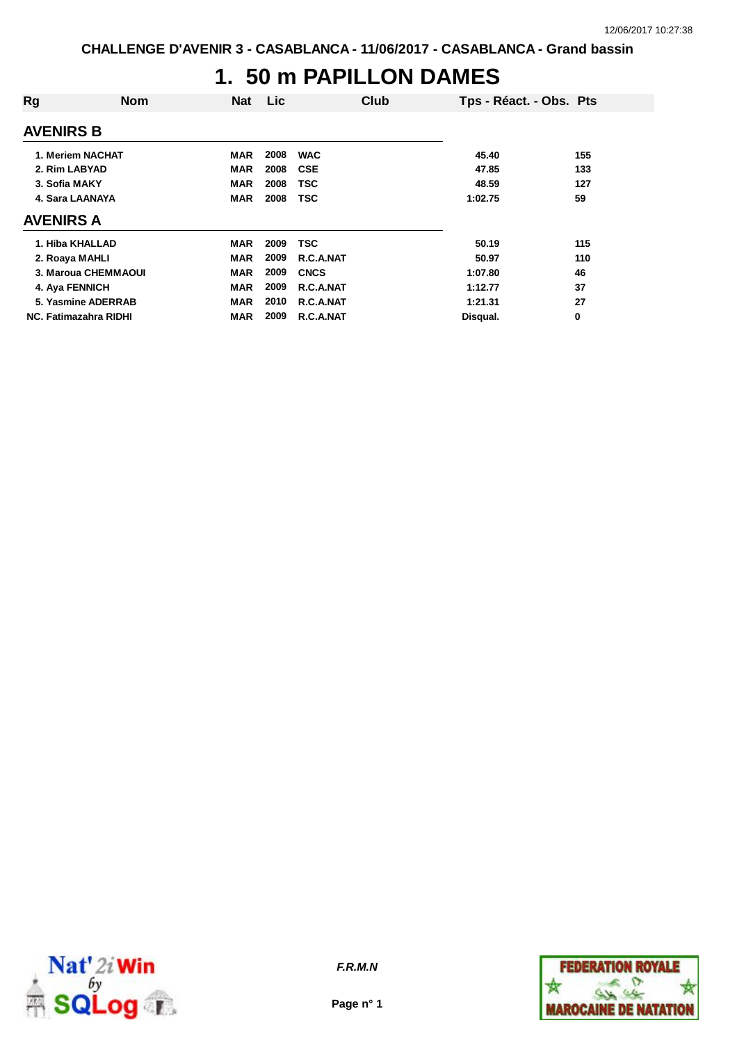CHALLENGE D'AVENIR 3 - CASABLANCA - 11/06/2017 - CASABLANCA - Grand bassin

# 1. 50 m PAPILLON DAMES

| Rg | Nom | Nat | Lic | Club | Tps - Réact. - Obs. | Pts |
|---|---|---|---|---|---|---|
| **AVENIRS B** | | | | | | |
| 1. | Meriem NACHAT | MAR | 2008 | WAC | 45.40 | 155 |
| 2. | Rim LABYAD | MAR | 2008 | CSE | 47.85 | 133 |
| 3. | Sofia MAKY | MAR | 2008 | TSC | 48.59 | 127 |
| 4. | Sara LAANAYA | MAR | 2008 | TSC | 1:02.75 | 59 |
| **AVENIRS A** | | | | | | |
| 1. | Hiba KHALLAD | MAR | 2009 | TSC | 50.19 | 115 |
| 2. | Roaya MAHLI | MAR | 2009 | R.C.A.NAT | 50.97 | 110 |
| 3. | Maroua CHEMMAOUI | MAR | 2009 | CNCS | 1:07.80 | 46 |
| 4. | Aya FENNICH | MAR | 2009 | R.C.A.NAT | 1:12.77 | 37 |
| 5. | Yasmine ADERRAB | MAR | 2010 | R.C.A.NAT | 1:21.31 | 27 |
| NC. | Fatimazahra RIDHI | MAR | 2009 | R.C.A.NAT | Disqual. | 0 |

*F.R.M.N*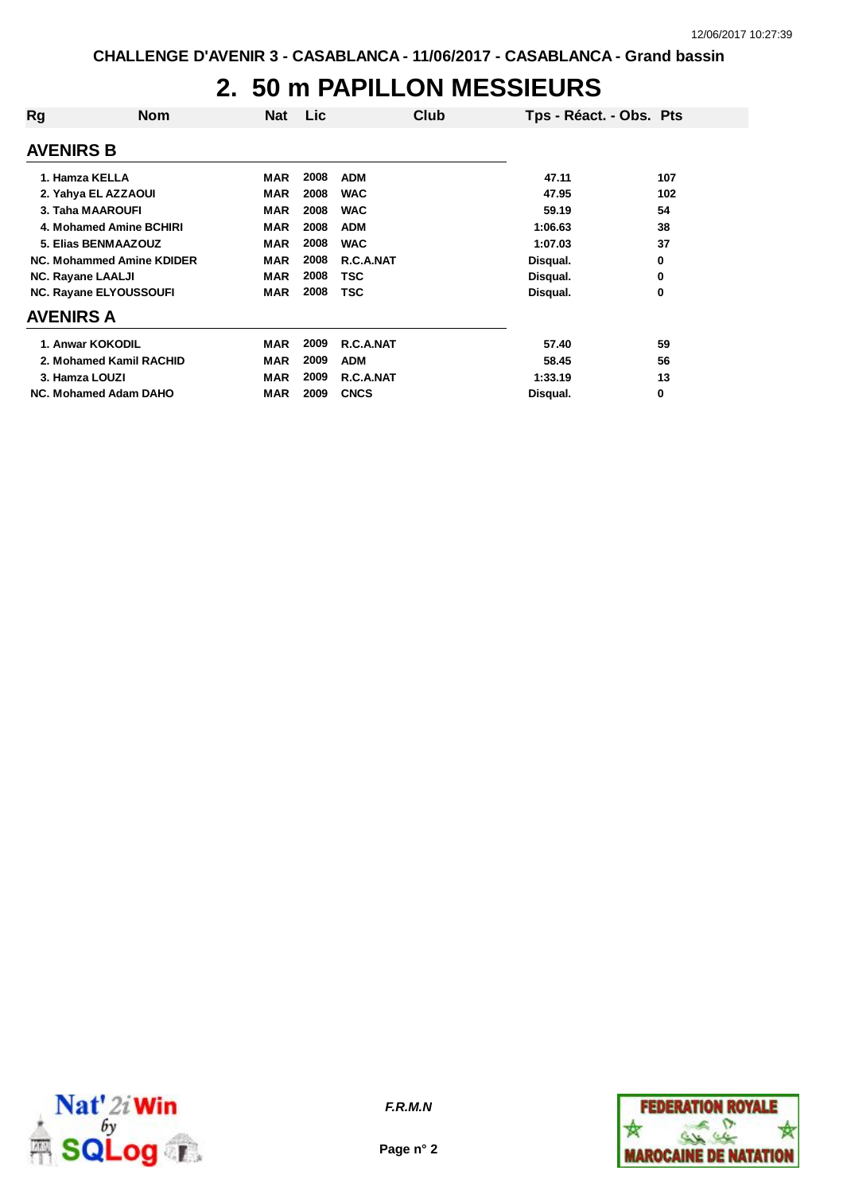CHALLENGE D'AVENIR 3 - CASABLANCA - 11/06/2017 - CASABLANCA - Grand bassin

# 2. 50 m PAPILLON MESSIEURS

| Rg | Nom | Nat | Lic | Club | Tps - Réact. - Obs. | Pts |
|---|---|---|---|---|---|---|
| **AVENIRS B** | | | | | | |
| 1. | Hamza KELLA | MAR | 2008 | ADM | 47.11 | 107 |
| 2. | Yahya EL AZZAOUI | MAR | 2008 | WAC | 47.95 | 102 |
| 3. | Taha MAAROUFI | MAR | 2008 | WAC | 59.19 | 54 |
| 4. | Mohamed Amine BCHIRI | MAR | 2008 | ADM | 1:06.63 | 38 |
| 5. | Elias BENMAAZOUZ | MAR | 2008 | WAC | 1:07.03 | 37 |
| NC. | Mohammed Amine KDIDER | MAR | 2008 | R.C.A.NAT | Disqual. | 0 |
| NC. | Rayane LAALJI | MAR | 2008 | TSC | Disqual. | 0 |
| NC. | Rayane ELYOUSSOUFI | MAR | 2008 | TSC | Disqual. | 0 |
| **AVENIRS A** | | | | | | |
| 1. | Anwar KOKODIL | MAR | 2009 | R.C.A.NAT | 57.40 | 59 |
| 2. | Mohamed Kamil RACHID | MAR | 2009 | ADM | 58.45 | 56 |
| 3. | Hamza LOUZI | MAR | 2009 | R.C.A.NAT | 1:33.19 | 13 |
| NC. | Mohamed Adam DAHO | MAR | 2009 | CNCS | Disqual. | 0 |

*F.R.M.N*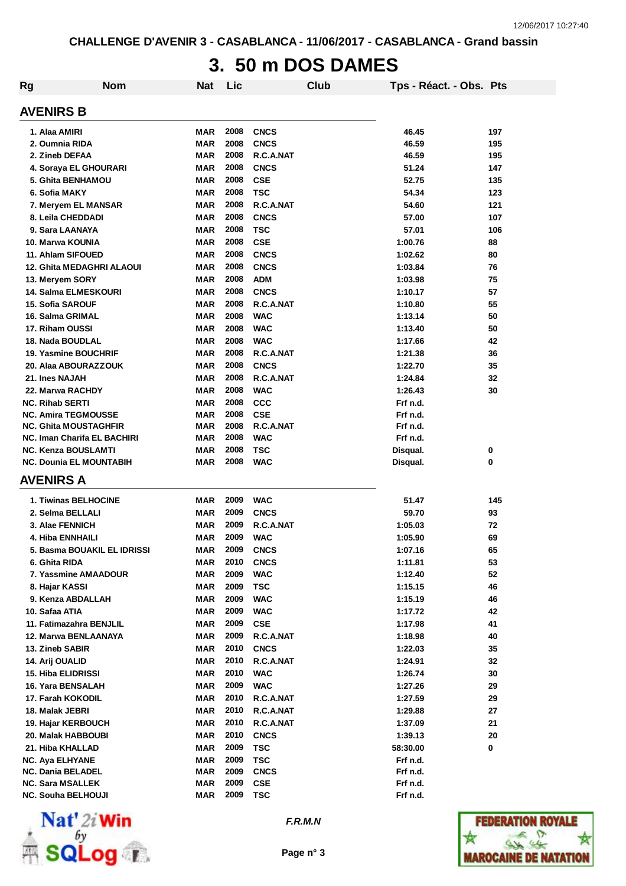CHALLENGE D'AVENIR 3 - CASABLANCA - 11/06/2017 - CASABLANCA - Grand bassin

# 3. 50 m DOS DAMES

| Rg | Nom | Nat | Lic | Club | Tps - Réact. - Obs. | Pts |
|---|---|---|---|---|---|---|

## AVENIRS B

| Rg | Nom | Nat | Lic | Club | Tps - Réact. - Obs. | Pts |
|---|---|---|---|---|---|---|
| 1. | Alaa AMIRI | MAR | 2008 | CNCS | 46.45 | 197 |
| 2. | Oumnia RIDA | MAR | 2008 | CNCS | 46.59 | 195 |
| 2. | Zineb DEFAA | MAR | 2008 | R.C.A.NAT | 46.59 | 195 |
| 4. | Soraya EL GHOURARI | MAR | 2008 | CNCS | 51.24 | 147 |
| 5. | Ghita BENHAMOU | MAR | 2008 | CSE | 52.75 | 135 |
| 6. | Sofia MAKY | MAR | 2008 | TSC | 54.34 | 123 |
| 7. | Meryem EL MANSAR | MAR | 2008 | R.C.A.NAT | 54.60 | 121 |
| 8. | Leila CHEDDADI | MAR | 2008 | CNCS | 57.00 | 107 |
| 9. | Sara LAANAYA | MAR | 2008 | TSC | 57.01 | 106 |
| 10. | Marwa KOUNIA | MAR | 2008 | CSE | 1:00.76 | 88 |
| 11. | Ahlam SIFOUED | MAR | 2008 | CNCS | 1:02.62 | 80 |
| 12. | Ghita MEDAGHRI ALAOUI | MAR | 2008 | CNCS | 1:03.84 | 76 |
| 13. | Meryem SORY | MAR | 2008 | ADM | 1:03.98 | 75 |
| 14. | Salma ELMESKOURI | MAR | 2008 | CNCS | 1:10.17 | 57 |
| 15. | Sofia SAROUF | MAR | 2008 | R.C.A.NAT | 1:10.80 | 55 |
| 16. | Salma GRIMAL | MAR | 2008 | WAC | 1:13.14 | 50 |
| 17. | Riham OUSSI | MAR | 2008 | WAC | 1:13.40 | 50 |
| 18. | Nada BOUDLAL | MAR | 2008 | WAC | 1:17.66 | 42 |
| 19. | Yasmine BOUCHRIF | MAR | 2008 | R.C.A.NAT | 1:21.38 | 36 |
| 20. | Alaa ABOURAZZOUK | MAR | 2008 | CNCS | 1:22.70 | 35 |
| 21. | Ines NAJAH | MAR | 2008 | R.C.A.NAT | 1:24.84 | 32 |
| 22. | Marwa RACHDY | MAR | 2008 | WAC | 1:26.43 | 30 |
| NC. | Rihab SERTI | MAR | 2008 | CCC | Frf n.d. | |
| NC. | Amira TEGMOUSSE | MAR | 2008 | CSE | Frf n.d. | |
| NC. | Ghita MOUSTAGHFIR | MAR | 2008 | R.C.A.NAT | Frf n.d. | |
| NC. | Iman Charifa EL BACHIRI | MAR | 2008 | WAC | Frf n.d. | |
| NC. | Kenza BOUSLAMTI | MAR | 2008 | TSC | Disqual. | 0 |
| NC. | Dounia EL MOUNTABIH | MAR | 2008 | WAC | Disqual. | 0 |

## AVENIRS A

| Rg | Nom | Nat | Lic | Club | Tps - Réact. - Obs. | Pts |
|---|---|---|---|---|---|---|
| 1. | Tiwinas BELHOCINE | MAR | 2009 | WAC | 51.47 | 145 |
| 2. | Selma BELLALI | MAR | 2009 | CNCS | 59.70 | 93 |
| 3. | Alae FENNICH | MAR | 2009 | R.C.A.NAT | 1:05.03 | 72 |
| 4. | Hiba ENNHAILI | MAR | 2009 | WAC | 1:05.90 | 69 |
| 5. | Basma BOUAKIL EL IDRISSI | MAR | 2009 | CNCS | 1:07.16 | 65 |
| 6. | Ghita RIDA | MAR | 2010 | CNCS | 1:11.81 | 53 |
| 7. | Yassmine AMAADOUR | MAR | 2009 | WAC | 1:12.40 | 52 |
| 8. | Hajar KASSI | MAR | 2009 | TSC | 1:15.15 | 46 |
| 9. | Kenza ABDALLAH | MAR | 2009 | WAC | 1:15.19 | 46 |
| 10. | Safaa ATIA | MAR | 2009 | WAC | 1:17.72 | 42 |
| 11. | Fatimazahra BENJLIL | MAR | 2009 | CSE | 1:17.98 | 41 |
| 12. | Marwa BENLAANAYA | MAR | 2009 | R.C.A.NAT | 1:18.98 | 40 |
| 13. | Zineb SABIR | MAR | 2010 | CNCS | 1:22.03 | 35 |
| 14. | Arij OUALID | MAR | 2010 | R.C.A.NAT | 1:24.91 | 32 |
| 15. | Hiba ELIDRISSI | MAR | 2010 | WAC | 1:26.74 | 30 |
| 16. | Yara BENSALAH | MAR | 2009 | WAC | 1:27.26 | 29 |
| 17. | Farah KOKODIL | MAR | 2010 | R.C.A.NAT | 1:27.59 | 29 |
| 18. | Malak JEBRI | MAR | 2010 | R.C.A.NAT | 1:29.88 | 27 |
| 19. | Hajar KERBOUCH | MAR | 2010 | R.C.A.NAT | 1:37.09 | 21 |
| 20. | Malak HABBOUBI | MAR | 2010 | CNCS | 1:39.13 | 20 |
| 21. | Hiba KHALLAD | MAR | 2009 | TSC | 58:30.00 | 0 |
| NC. | Aya ELHYANE | MAR | 2009 | TSC | Frf n.d. | |
| NC. | Dania BELADEL | MAR | 2009 | CNCS | Frf n.d. | |
| NC. | Sara MSALLEK | MAR | 2009 | CSE | Frf n.d. | |
| NC. | Souha BELHOUJI | MAR | 2009 | TSC | Frf n.d. | |

*F.R.M.N*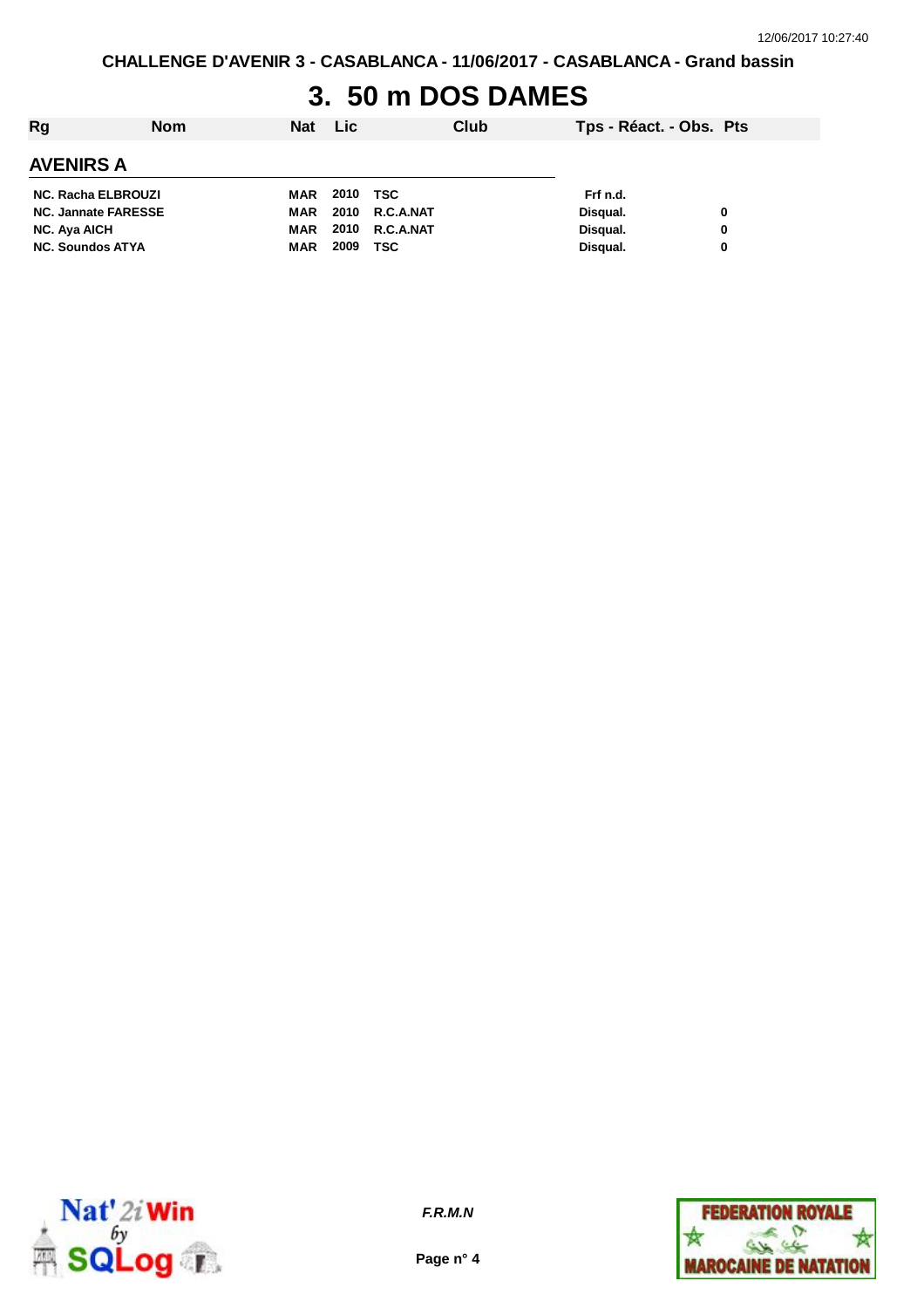CHALLENGE D'AVENIR 3 - CASABLANCA - 11/06/2017 - CASABLANCA - Grand bassin

# 3. 50 m DOS DAMES

| Rg | Nom | Nat | Lic | Club | Tps - Réact. - Obs. | Pts |
|---|---|---|---|---|---|---|
| **AVENIRS A** | | | | | | |
| NC. | Racha ELBROUZI | MAR | 2010 | TSC | Frf n.d. | |
| NC. | Jannate FARESSE | MAR | 2010 | R.C.A.NAT | Disqual. | 0 |
| NC. | Aya AICH | MAR | 2010 | R.C.A.NAT | Disqual. | 0 |
| NC. | Soundos ATYA | MAR | 2009 | TSC | Disqual. | 0 |

*F.R.M.N*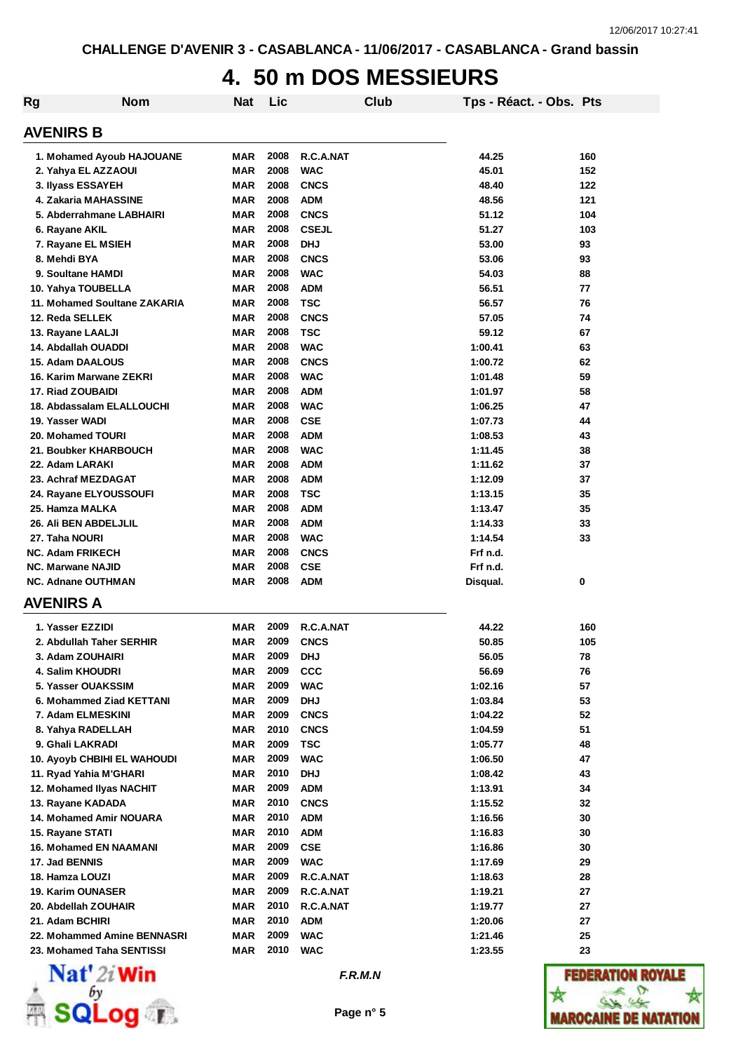CHALLENGE D'AVENIR 3 - CASABLANCA - 11/06/2017 - CASABLANCA - Grand bassin

# 4. 50 m DOS MESSIEURS

## AVENIRS B

| Rg | Nom | Nat | Lic | Club | Tps - Réact. - Obs. | Pts |
|---|---|---|---|---|---|---|
| 1. | Mohamed Ayoub HAJOUANE | MAR | 2008 | R.C.A.NAT | 44.25 | 160 |
| 2. | Yahya EL AZZAOUI | MAR | 2008 | WAC | 45.01 | 152 |
| 3. | Ilyass ESSAYEH | MAR | 2008 | CNCS | 48.40 | 122 |
| 4. | Zakaria MAHASSINE | MAR | 2008 | ADM | 48.56 | 121 |
| 5. | Abderrahmane LABHAIRI | MAR | 2008 | CNCS | 51.12 | 104 |
| 6. | Rayane AKIL | MAR | 2008 | CSEJL | 51.27 | 103 |
| 7. | Rayane EL MSIEH | MAR | 2008 | DHJ | 53.00 | 93 |
| 8. | Mehdi BYA | MAR | 2008 | CNCS | 53.06 | 93 |
| 9. | Soultane HAMDI | MAR | 2008 | WAC | 54.03 | 88 |
| 10. | Yahya TOUBELLA | MAR | 2008 | ADM | 56.51 | 77 |
| 11. | Mohamed Soultane ZAKARIA | MAR | 2008 | TSC | 56.57 | 76 |
| 12. | Reda SELLEK | MAR | 2008 | CNCS | 57.05 | 74 |
| 13. | Rayane LAALJI | MAR | 2008 | TSC | 59.12 | 67 |
| 14. | Abdallah OUADDI | MAR | 2008 | WAC | 1:00.41 | 63 |
| 15. | Adam DAALOUS | MAR | 2008 | CNCS | 1:00.72 | 62 |
| 16. | Karim Marwane ZEKRI | MAR | 2008 | WAC | 1:01.48 | 59 |
| 17. | Riad ZOUBAIDI | MAR | 2008 | ADM | 1:01.97 | 58 |
| 18. | Abdassalam ELALLOUCHI | MAR | 2008 | WAC | 1:06.25 | 47 |
| 19. | Yasser WADI | MAR | 2008 | CSE | 1:07.73 | 44 |
| 20. | Mohamed TOURI | MAR | 2008 | ADM | 1:08.53 | 43 |
| 21. | Boubker KHARBOUCH | MAR | 2008 | WAC | 1:11.45 | 38 |
| 22. | Adam LARAKI | MAR | 2008 | ADM | 1:11.62 | 37 |
| 23. | Achraf MEZDAGAT | MAR | 2008 | ADM | 1:12.09 | 37 |
| 24. | Rayane ELYOUSSOUFI | MAR | 2008 | TSC | 1:13.15 | 35 |
| 25. | Hamza MALKA | MAR | 2008 | ADM | 1:13.47 | 35 |
| 26. | Ali BEN ABDELJLIL | MAR | 2008 | ADM | 1:14.33 | 33 |
| 27. | Taha NOURI | MAR | 2008 | WAC | 1:14.54 | 33 |
| NC. | Adam FRIKECH | MAR | 2008 | CNCS | Frf n.d. | |
| NC. | Marwane NAJID | MAR | 2008 | CSE | Frf n.d. | |
| NC. | Adnane OUTHMAN | MAR | 2008 | ADM | Disqual. | 0 |

## AVENIRS A

| Rg | Nom | Nat | Lic | Club | Tps - Réact. - Obs. | Pts |
|---|---|---|---|---|---|---|
| 1. | Yasser EZZIDI | MAR | 2009 | R.C.A.NAT | 44.22 | 160 |
| 2. | Abdullah Taher SERHIR | MAR | 2009 | CNCS | 50.85 | 105 |
| 3. | Adam ZOUHAIRI | MAR | 2009 | DHJ | 56.05 | 78 |
| 4. | Salim KHOUDRI | MAR | 2009 | CCC | 56.69 | 76 |
| 5. | Yasser OUAKSSIM | MAR | 2009 | WAC | 1:02.16 | 57 |
| 6. | Mohammed Ziad KETTANI | MAR | 2009 | DHJ | 1:03.84 | 53 |
| 7. | Adam ELMESKINI | MAR | 2009 | CNCS | 1:04.22 | 52 |
| 8. | Yahya RADELLAH | MAR | 2010 | CNCS | 1:04.59 | 51 |
| 9. | Ghali LAKRADI | MAR | 2009 | TSC | 1:05.77 | 48 |
| 10. | Ayoyb CHBIHI EL WAHOUDI | MAR | 2009 | WAC | 1:06.50 | 47 |
| 11. | Ryad Yahia M'GHARI | MAR | 2010 | DHJ | 1:08.42 | 43 |
| 12. | Mohamed Ilyas NACHIT | MAR | 2009 | ADM | 1:13.91 | 34 |
| 13. | Rayane KADADA | MAR | 2010 | CNCS | 1:15.52 | 32 |
| 14. | Mohamed Amir NOUARA | MAR | 2010 | ADM | 1:16.56 | 30 |
| 15. | Rayane STATI | MAR | 2010 | ADM | 1:16.83 | 30 |
| 16. | Mohamed EN NAAMANI | MAR | 2009 | CSE | 1:16.86 | 30 |
| 17. | Jad BENNIS | MAR | 2009 | WAC | 1:17.69 | 29 |
| 18. | Hamza LOUZI | MAR | 2009 | R.C.A.NAT | 1:18.63 | 28 |
| 19. | Karim OUNASER | MAR | 2009 | R.C.A.NAT | 1:19.21 | 27 |
| 20. | Abdellah ZOUHAIR | MAR | 2010 | R.C.A.NAT | 1:19.77 | 27 |
| 21. | Adam BCHIRI | MAR | 2010 | ADM | 1:20.06 | 27 |
| 22. | Mohammed Amine BENNASRI | MAR | 2009 | WAC | 1:21.46 | 25 |
| 23. | Mohamed Taha SENTISSI | MAR | 2010 | WAC | 1:23.55 | 23 |

*F.R.M.N*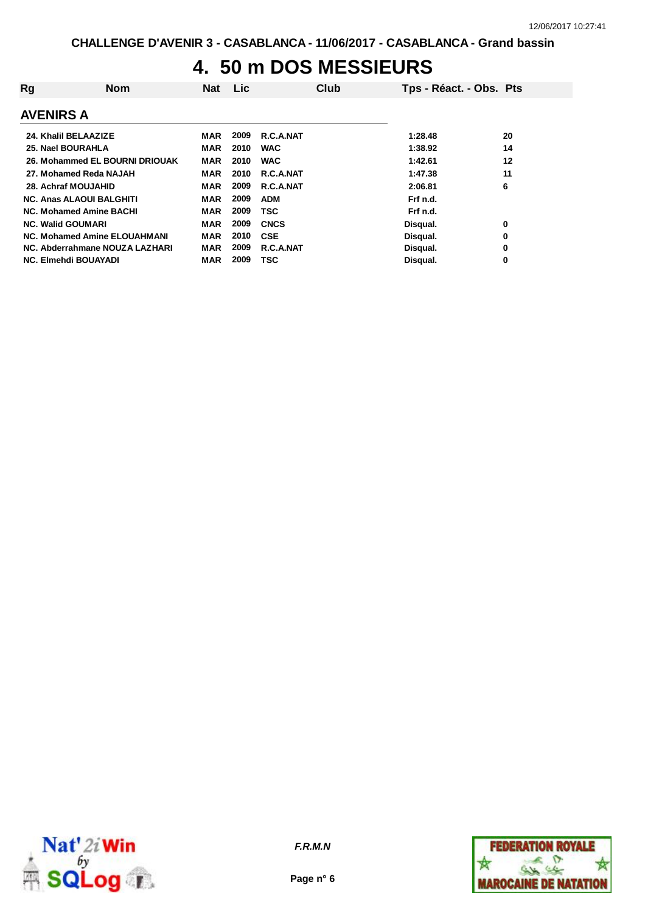CHALLENGE D'AVENIR 3 - CASABLANCA - 11/06/2017 - CASABLANCA - Grand bassin

# 4. 50 m DOS MESSIEURS

## AVENIRS A

| Rg | Nom | Nat | Lic | Club | Tps - Réact. - Obs. | Pts |
|---|---|---|---|---|---|---|
| 24. | Khalil BELAAZIZE | MAR | 2009 | R.C.A.NAT | 1:28.48 | 20 |
| 25. | Nael BOURAHLA | MAR | 2010 | WAC | 1:38.92 | 14 |
| 26. | Mohammed EL BOURNI DRIOUAK | MAR | 2010 | WAC | 1:42.61 | 12 |
| 27. | Mohamed Reda NAJAH | MAR | 2010 | R.C.A.NAT | 1:47.38 | 11 |
| 28. | Achraf MOUJAHID | MAR | 2009 | R.C.A.NAT | 2:06.81 | 6 |
| NC. | Anas ALAOUI BALGHITI | MAR | 2009 | ADM | Frf n.d. | |
| NC. | Mohamed Amine BACHI | MAR | 2009 | TSC | Frf n.d. | |
| NC. | Walid GOUMARI | MAR | 2009 | CNCS | Disqual. | 0 |
| NC. | Mohamed Amine ELOUAHMANI | MAR | 2010 | CSE | Disqual. | 0 |
| NC. | Abderrahmane NOUZA LAZHARI | MAR | 2009 | R.C.A.NAT | Disqual. | 0 |
| NC. | Elmehdi BOUAYADI | MAR | 2009 | TSC | Disqual. | 0 |

*F.R.M.N*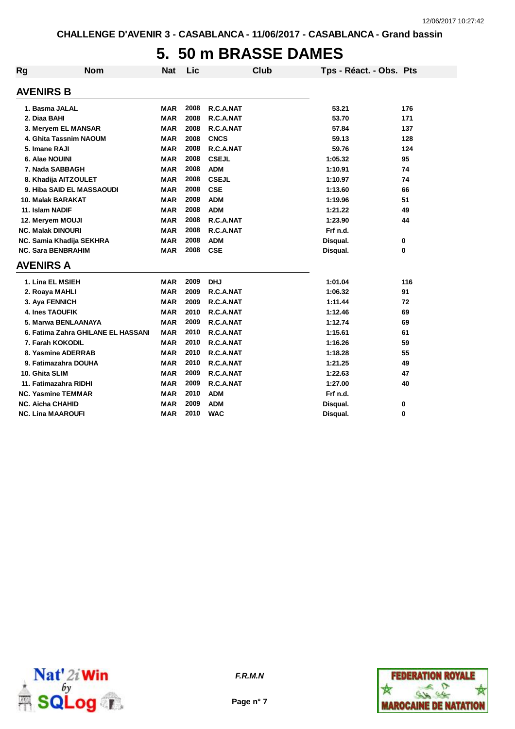CHALLENGE D'AVENIR 3 - CASABLANCA - 11/06/2017 - CASABLANCA - Grand bassin

# 5. 50 m BRASSE DAMES

| Rg | Nom | Nat | Lic | Club | Tps - Réact. - Obs. | Pts |
|---|---|---|---|---|---|---|
| **AVENIRS B** | | | | | | |
| 1. | Basma JALAL | MAR | 2008 | R.C.A.NAT | 53.21 | 176 |
| 2. | Diaa BAHI | MAR | 2008 | R.C.A.NAT | 53.70 | 171 |
| 3. | Meryem EL MANSAR | MAR | 2008 | R.C.A.NAT | 57.84 | 137 |
| 4. | Ghita Tassnim NAOUM | MAR | 2008 | CNCS | 59.13 | 128 |
| 5. | Imane RAJI | MAR | 2008 | R.C.A.NAT | 59.76 | 124 |
| 6. | Alae NOUINI | MAR | 2008 | CSEJL | 1:05.32 | 95 |
| 7. | Nada SABBAGH | MAR | 2008 | ADM | 1:10.91 | 74 |
| 8. | Khadija AITZOULET | MAR | 2008 | CSEJL | 1:10.97 | 74 |
| 9. | Hiba SAID EL MASSAOUDI | MAR | 2008 | CSE | 1:13.60 | 66 |
| 10. | Malak BARAKAT | MAR | 2008 | ADM | 1:19.96 | 51 |
| 11. | Islam NADIF | MAR | 2008 | ADM | 1:21.22 | 49 |
| 12. | Meryem MOUJI | MAR | 2008 | R.C.A.NAT | 1:23.90 | 44 |
| NC. | Malak DINOURI | MAR | 2008 | R.C.A.NAT | Frf n.d. | |
| NC. | Samia Khadija SEKHRA | MAR | 2008 | ADM | Disqual. | 0 |
| NC. | Sara BENBRAHIM | MAR | 2008 | CSE | Disqual. | 0 |
| **AVENIRS A** | | | | | | |
| 1. | Lina EL MSIEH | MAR | 2009 | DHJ | 1:01.04 | 116 |
| 2. | Roaya MAHLI | MAR | 2009 | R.C.A.NAT | 1:06.32 | 91 |
| 3. | Aya FENNICH | MAR | 2009 | R.C.A.NAT | 1:11.44 | 72 |
| 4. | Ines TAOUFIK | MAR | 2010 | R.C.A.NAT | 1:12.46 | 69 |
| 5. | Marwa BENLAANAYA | MAR | 2009 | R.C.A.NAT | 1:12.74 | 69 |
| 6. | Fatima Zahra GHILANE EL HASSANI | MAR | 2010 | R.C.A.NAT | 1:15.61 | 61 |
| 7. | Farah KOKODIL | MAR | 2010 | R.C.A.NAT | 1:16.26 | 59 |
| 8. | Yasmine ADERRAB | MAR | 2010 | R.C.A.NAT | 1:18.28 | 55 |
| 9. | Fatimazahra DOUHA | MAR | 2010 | R.C.A.NAT | 1:21.25 | 49 |
| 10. | Ghita SLIM | MAR | 2009 | R.C.A.NAT | 1:22.63 | 47 |
| 11. | Fatimazahra RIDHI | MAR | 2009 | R.C.A.NAT | 1:27.00 | 40 |
| NC. | Yasmine TEMMAR | MAR | 2010 | ADM | Frf n.d. | |
| NC. | Aicha CHAHID | MAR | 2009 | ADM | Disqual. | 0 |
| NC. | Lina MAAROUFI | MAR | 2010 | WAC | Disqual. | 0 |

F.R.M.N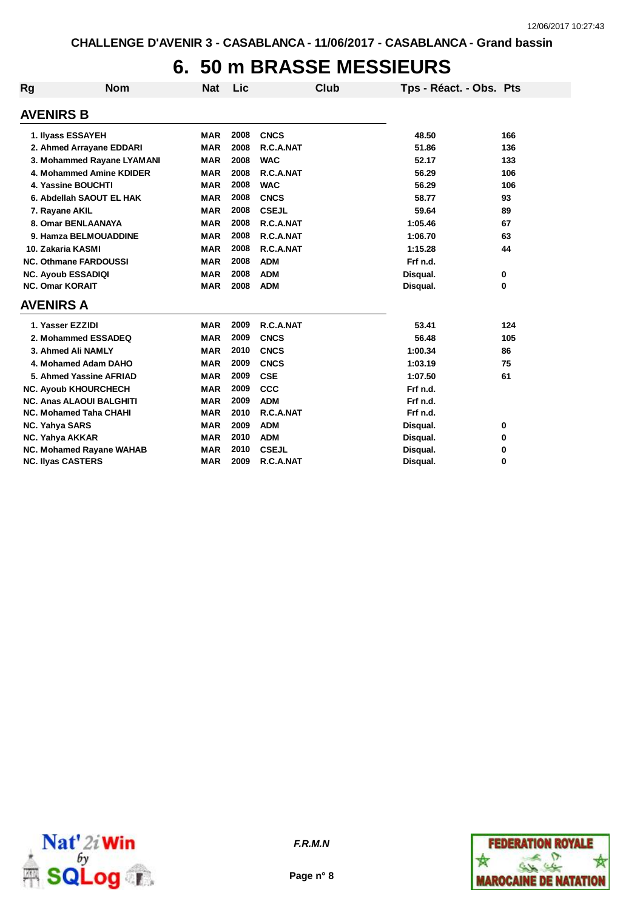CHALLENGE D'AVENIR 3 - CASABLANCA - 11/06/2017 - CASABLANCA - Grand bassin

# 6. 50 m BRASSE MESSIEURS

| Rg | Nom | Nat | Lic | Club | Tps - Réact. - Obs. | Pts |
|---|---|---|---|---|---|---|
| **AVENIRS B** | | | | | | |
| 1. | Ilyass ESSAYEH | MAR | 2008 | CNCS | 48.50 | 166 |
| 2. | Ahmed Arrayane EDDARI | MAR | 2008 | R.C.A.NAT | 51.86 | 136 |
| 3. | Mohammed Rayane LYAMANI | MAR | 2008 | WAC | 52.17 | 133 |
| 4. | Mohammed Amine KDIDER | MAR | 2008 | R.C.A.NAT | 56.29 | 106 |
| 4. | Yassine BOUCHTI | MAR | 2008 | WAC | 56.29 | 106 |
| 6. | Abdellah SAOUT EL HAK | MAR | 2008 | CNCS | 58.77 | 93 |
| 7. | Rayane AKIL | MAR | 2008 | CSEJL | 59.64 | 89 |
| 8. | Omar BENLAANAYA | MAR | 2008 | R.C.A.NAT | 1:05.46 | 67 |
| 9. | Hamza BELMOUADDINE | MAR | 2008 | R.C.A.NAT | 1:06.70 | 63 |
| 10. | Zakaria KASMI | MAR | 2008 | R.C.A.NAT | 1:15.28 | 44 |
| NC. | Othmane FARDOUSSI | MAR | 2008 | ADM | Frf n.d. | |
| NC. | Ayoub ESSADIQI | MAR | 2008 | ADM | Disqual. | 0 |
| NC. | Omar KORAIT | MAR | 2008 | ADM | Disqual. | 0 |
| **AVENIRS A** | | | | | | |
| 1. | Yasser EZZIDI | MAR | 2009 | R.C.A.NAT | 53.41 | 124 |
| 2. | Mohammed ESSADEQ | MAR | 2009 | CNCS | 56.48 | 105 |
| 3. | Ahmed Ali NAMLY | MAR | 2010 | CNCS | 1:00.34 | 86 |
| 4. | Mohamed Adam DAHO | MAR | 2009 | CNCS | 1:03.19 | 75 |
| 5. | Ahmed Yassine AFRIAD | MAR | 2009 | CSE | 1:07.50 | 61 |
| NC. | Ayoub KHOURCHECH | MAR | 2009 | CCC | Frf n.d. | |
| NC. | Anas ALAOUI BALGHITI | MAR | 2009 | ADM | Frf n.d. | |
| NC. | Mohamed Taha CHAHI | MAR | 2010 | R.C.A.NAT | Frf n.d. | |
| NC. | Yahya SARS | MAR | 2009 | ADM | Disqual. | 0 |
| NC. | Yahya AKKAR | MAR | 2010 | ADM | Disqual. | 0 |
| NC. | Mohamed Rayane WAHAB | MAR | 2010 | CSEJL | Disqual. | 0 |
| NC. | Ilyas CASTERS | MAR | 2009 | R.C.A.NAT | Disqual. | 0 |

*F.R.M.N*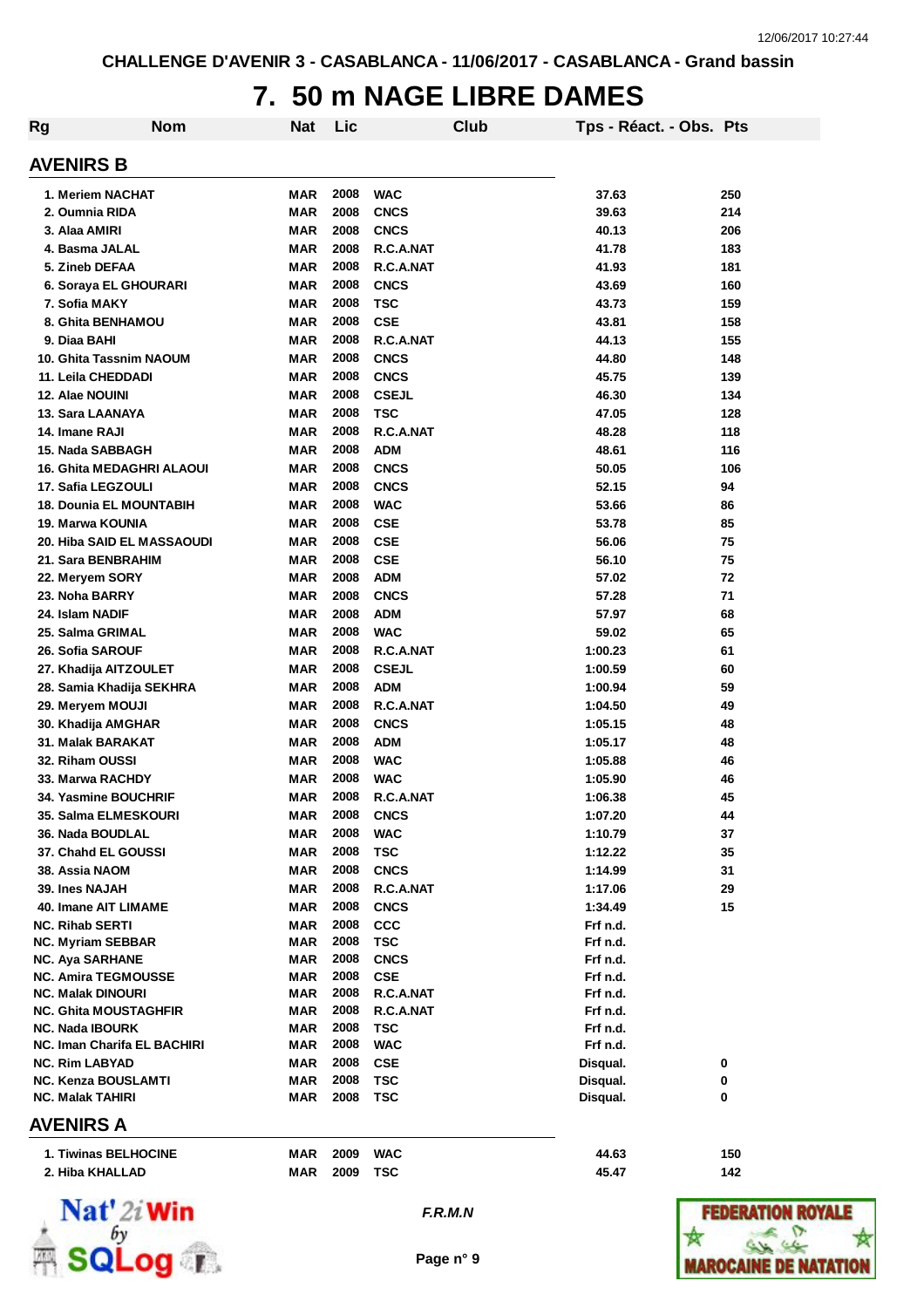CHALLENGE D'AVENIR 3 - CASABLANCA - 11/06/2017 - CASABLANCA - Grand bassin

# 7. 50 m NAGE LIBRE DAMES

## AVENIRS B

| Rg | Nom | Nat | Lic | Club | Tps - Réact. - Obs. | Pts |
|---|---|---|---|---|---|---|
| 1. | Meriem NACHAT | MAR | 2008 | WAC | 37.63 | 250 |
| 2. | Oumnia RIDA | MAR | 2008 | CNCS | 39.63 | 214 |
| 3. | Alaa AMIRI | MAR | 2008 | CNCS | 40.13 | 206 |
| 4. | Basma JALAL | MAR | 2008 | R.C.A.NAT | 41.78 | 183 |
| 5. | Zineb DEFAA | MAR | 2008 | R.C.A.NAT | 41.93 | 181 |
| 6. | Soraya EL GHOURARI | MAR | 2008 | CNCS | 43.69 | 160 |
| 7. | Sofia MAKY | MAR | 2008 | TSC | 43.73 | 159 |
| 8. | Ghita BENHAMOU | MAR | 2008 | CSE | 43.81 | 158 |
| 9. | Diaa BAHI | MAR | 2008 | R.C.A.NAT | 44.13 | 155 |
| 10. | Ghita Tassnim NAOUM | MAR | 2008 | CNCS | 44.80 | 148 |
| 11. | Leila CHEDDADI | MAR | 2008 | CNCS | 45.75 | 139 |
| 12. | Alae NOUINI | MAR | 2008 | CSEJL | 46.30 | 134 |
| 13. | Sara LAANAYA | MAR | 2008 | TSC | 47.05 | 128 |
| 14. | Imane RAJI | MAR | 2008 | R.C.A.NAT | 48.28 | 118 |
| 15. | Nada SABBAGH | MAR | 2008 | ADM | 48.61 | 116 |
| 16. | Ghita MEDAGHRI ALAOUI | MAR | 2008 | CNCS | 50.05 | 106 |
| 17. | Safia LEGZOULI | MAR | 2008 | CNCS | 52.15 | 94 |
| 18. | Dounia EL MOUNTABIH | MAR | 2008 | WAC | 53.66 | 86 |
| 19. | Marwa KOUNIA | MAR | 2008 | CSE | 53.78 | 85 |
| 20. | Hiba SAID EL MASSAOUDI | MAR | 2008 | CSE | 56.06 | 75 |
| 21. | Sara BENBRAHIM | MAR | 2008 | CSE | 56.10 | 75 |
| 22. | Meryem SORY | MAR | 2008 | ADM | 57.02 | 72 |
| 23. | Noha BARRY | MAR | 2008 | CNCS | 57.28 | 71 |
| 24. | Islam NADIF | MAR | 2008 | ADM | 57.97 | 68 |
| 25. | Salma GRIMAL | MAR | 2008 | WAC | 59.02 | 65 |
| 26. | Sofia SAROUF | MAR | 2008 | R.C.A.NAT | 1:00.23 | 61 |
| 27. | Khadija AITZOULET | MAR | 2008 | CSEJL | 1:00.59 | 60 |
| 28. | Samia Khadija SEKHRA | MAR | 2008 | ADM | 1:00.94 | 59 |
| 29. | Meryem MOUJI | MAR | 2008 | R.C.A.NAT | 1:04.50 | 49 |
| 30. | Khadija AMGHAR | MAR | 2008 | CNCS | 1:05.15 | 48 |
| 31. | Malak BARAKAT | MAR | 2008 | ADM | 1:05.17 | 48 |
| 32. | Riham OUSSI | MAR | 2008 | WAC | 1:05.88 | 46 |
| 33. | Marwa RACHDY | MAR | 2008 | WAC | 1:05.90 | 46 |
| 34. | Yasmine BOUCHRIF | MAR | 2008 | R.C.A.NAT | 1:06.38 | 45 |
| 35. | Salma ELMESKOURI | MAR | 2008 | CNCS | 1:07.20 | 44 |
| 36. | Nada BOUDLAL | MAR | 2008 | WAC | 1:10.79 | 37 |
| 37. | Chahd EL GOUSSI | MAR | 2008 | TSC | 1:12.22 | 35 |
| 38. | Assia NAOM | MAR | 2008 | CNCS | 1:14.99 | 31 |
| 39. | Ines NAJAH | MAR | 2008 | R.C.A.NAT | 1:17.06 | 29 |
| 40. | Imane AIT LIMAME | MAR | 2008 | CNCS | 1:34.49 | 15 |
| NC. | Rihab SERTI | MAR | 2008 | CCC | Frf n.d. | |
| NC. | Myriam SEBBAR | MAR | 2008 | TSC | Frf n.d. | |
| NC. | Aya SARHANE | MAR | 2008 | CNCS | Frf n.d. | |
| NC. | Amira TEGMOUSSE | MAR | 2008 | CSE | Frf n.d. | |
| NC. | Malak DINOURI | MAR | 2008 | R.C.A.NAT | Frf n.d. | |
| NC. | Ghita MOUSTAGHFIR | MAR | 2008 | R.C.A.NAT | Frf n.d. | |
| NC. | Nada IBOURK | MAR | 2008 | TSC | Frf n.d. | |
| NC. | Iman Charifa EL BACHIRI | MAR | 2008 | WAC | Frf n.d. | |
| NC. | Rim LABYAD | MAR | 2008 | CSE | Disqual. | 0 |
| NC. | Kenza BOUSLAMTI | MAR | 2008 | TSC | Disqual. | 0 |
| NC. | Malak TAHIRI | MAR | 2008 | TSC | Disqual. | 0 |

## AVENIRS A

| Rg | Nom | Nat | Lic | Club | Tps - Réact. - Obs. | Pts |
|---|---|---|---|---|---|---|
| 1. | Tiwinas BELHOCINE | MAR | 2009 | WAC | 44.63 | 150 |
| 2. | Hiba KHALLAD | MAR | 2009 | TSC | 45.47 | 142 |

*F.R.M.N*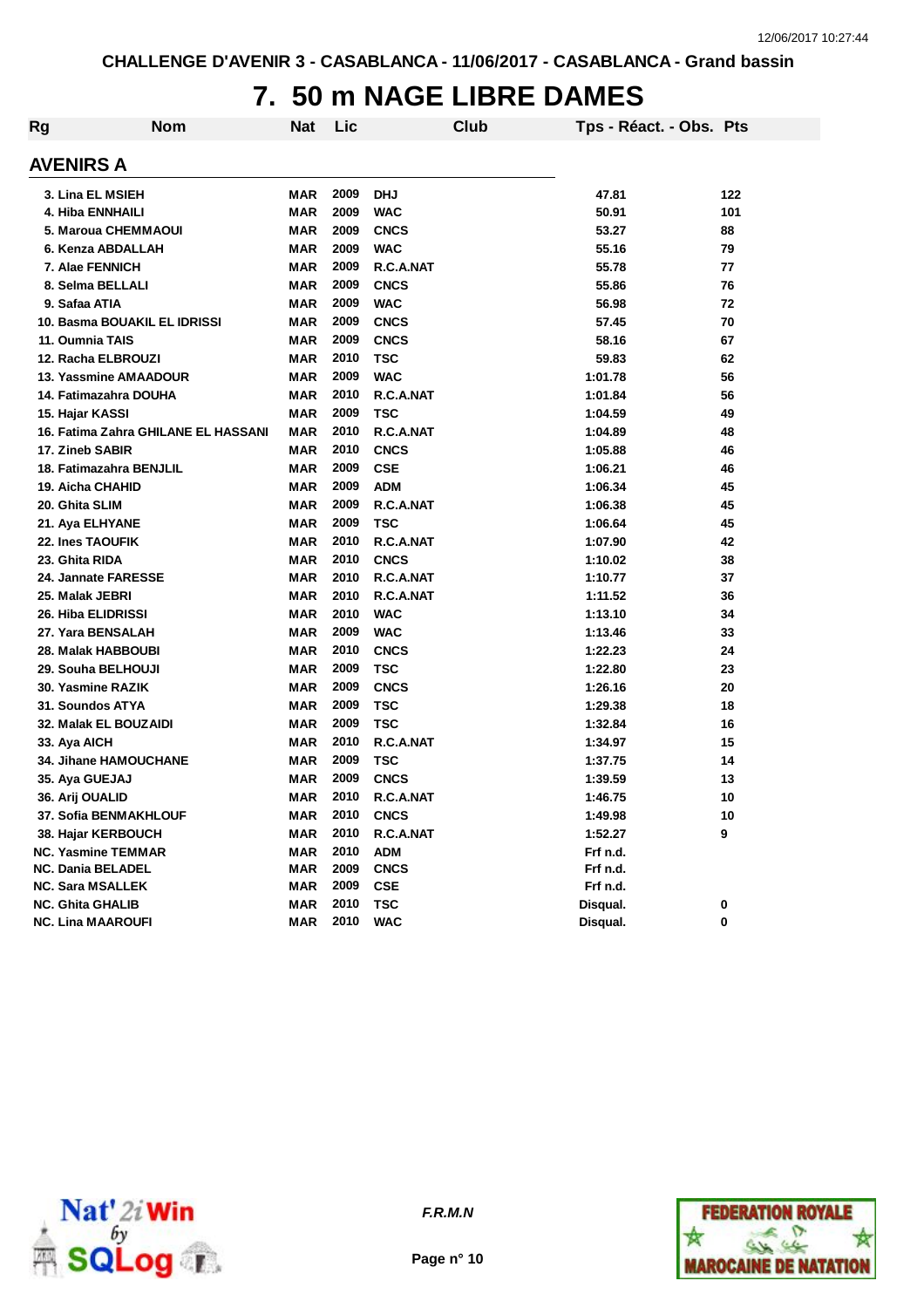CHALLENGE D'AVENIR 3 - CASABLANCA - 11/06/2017 - CASABLANCA - Grand bassin

# 7. 50 m NAGE LIBRE DAMES

## AVENIRS A

| Rg | Nom | Nat | Lic | Club | Tps - Réact. - Obs. | Pts |
|---|---|---|---|---|---|---|
| 3. | Lina EL MSIEH | MAR | 2009 | DHJ | 47.81 | 122 |
| 4. | Hiba ENNHAILI | MAR | 2009 | WAC | 50.91 | 101 |
| 5. | Maroua CHEMMAOUI | MAR | 2009 | CNCS | 53.27 | 88 |
| 6. | Kenza ABDALLAH | MAR | 2009 | WAC | 55.16 | 79 |
| 7. | Alae FENNICH | MAR | 2009 | R.C.A.NAT | 55.78 | 77 |
| 8. | Selma BELLALI | MAR | 2009 | CNCS | 55.86 | 76 |
| 9. | Safaa ATIA | MAR | 2009 | WAC | 56.98 | 72 |
| 10. | Basma BOUAKIL EL IDRISSI | MAR | 2009 | CNCS | 57.45 | 70 |
| 11. | Oumnia TAIS | MAR | 2009 | CNCS | 58.16 | 67 |
| 12. | Racha ELBROUZI | MAR | 2010 | TSC | 59.83 | 62 |
| 13. | Yassmine AMAADOUR | MAR | 2009 | WAC | 1:01.78 | 56 |
| 14. | Fatimazahra DOUHA | MAR | 2010 | R.C.A.NAT | 1:01.84 | 56 |
| 15. | Hajar KASSI | MAR | 2009 | TSC | 1:04.59 | 49 |
| 16. | Fatima Zahra GHILANE EL HASSANI | MAR | 2010 | R.C.A.NAT | 1:04.89 | 48 |
| 17. | Zineb SABIR | MAR | 2010 | CNCS | 1:05.88 | 46 |
| 18. | Fatimazahra BENJLIL | MAR | 2009 | CSE | 1:06.21 | 46 |
| 19. | Aicha CHAHID | MAR | 2009 | ADM | 1:06.34 | 45 |
| 20. | Ghita SLIM | MAR | 2009 | R.C.A.NAT | 1:06.38 | 45 |
| 21. | Aya ELHYANE | MAR | 2009 | TSC | 1:06.64 | 45 |
| 22. | Ines TAOUFIK | MAR | 2010 | R.C.A.NAT | 1:07.90 | 42 |
| 23. | Ghita RIDA | MAR | 2010 | CNCS | 1:10.02 | 38 |
| 24. | Jannate FARESSE | MAR | 2010 | R.C.A.NAT | 1:10.77 | 37 |
| 25. | Malak JEBRI | MAR | 2010 | R.C.A.NAT | 1:11.52 | 36 |
| 26. | Hiba ELIDRISSI | MAR | 2010 | WAC | 1:13.10 | 34 |
| 27. | Yara BENSALAH | MAR | 2009 | WAC | 1:13.46 | 33 |
| 28. | Malak HABBOUBI | MAR | 2010 | CNCS | 1:22.23 | 24 |
| 29. | Souha BELHOUJI | MAR | 2009 | TSC | 1:22.80 | 23 |
| 30. | Yasmine RAZIK | MAR | 2009 | CNCS | 1:26.16 | 20 |
| 31. | Soundos ATYA | MAR | 2009 | TSC | 1:29.38 | 18 |
| 32. | Malak EL BOUZAIDI | MAR | 2009 | TSC | 1:32.84 | 16 |
| 33. | Aya AICH | MAR | 2010 | R.C.A.NAT | 1:34.97 | 15 |
| 34. | Jihane HAMOUCHANE | MAR | 2009 | TSC | 1:37.75 | 14 |
| 35. | Aya GUEJAJ | MAR | 2009 | CNCS | 1:39.59 | 13 |
| 36. | Arij OUALID | MAR | 2010 | R.C.A.NAT | 1:46.75 | 10 |
| 37. | Sofia BENMAKHLOUF | MAR | 2010 | CNCS | 1:49.98 | 10 |
| 38. | Hajar KERBOUCH | MAR | 2010 | R.C.A.NAT | 1:52.27 | 9 |
| NC. | Yasmine TEMMAR | MAR | 2010 | ADM | Frf n.d. | |
| NC. | Dania BELADEL | MAR | 2009 | CNCS | Frf n.d. | |
| NC. | Sara MSALLEK | MAR | 2009 | CSE | Frf n.d. | |
| NC. | Ghita GHALIB | MAR | 2010 | TSC | Disqual. | 0 |
| NC. | Lina MAAROUFI | MAR | 2010 | WAC | Disqual. | 0 |

*F.R.M.N*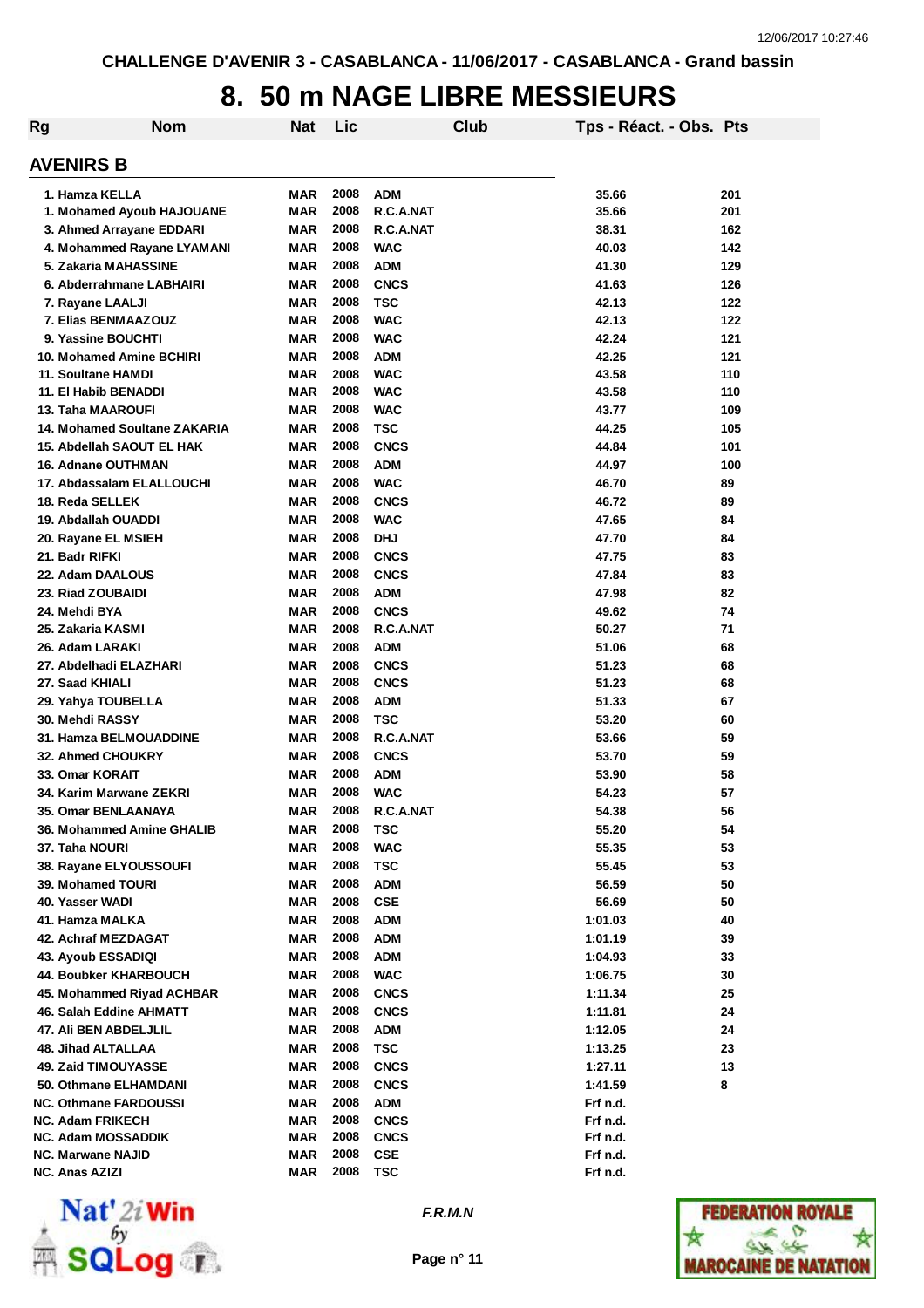CHALLENGE D'AVENIR 3 - CASABLANCA - 11/06/2017 - CASABLANCA - Grand bassin

# 8. 50 m NAGE LIBRE MESSIEURS

## AVENIRS B

| Rg | Nom | Nat | Lic | Club | Tps - Réact. - Obs. | Pts |
|---|---|---|---|---|---|---|
| 1. | Hamza KELLA | MAR | 2008 | ADM | 35.66 | 201 |
| 1. | Mohamed Ayoub HAJOUANE | MAR | 2008 | R.C.A.NAT | 35.66 | 201 |
| 3. | Ahmed Arrayane EDDARI | MAR | 2008 | R.C.A.NAT | 38.31 | 162 |
| 4. | Mohammed Rayane LYAMANI | MAR | 2008 | WAC | 40.03 | 142 |
| 5. | Zakaria MAHASSINE | MAR | 2008 | ADM | 41.30 | 129 |
| 6. | Abderrahmane LABHAIRI | MAR | 2008 | CNCS | 41.63 | 126 |
| 7. | Rayane LAALJI | MAR | 2008 | TSC | 42.13 | 122 |
| 7. | Elias BENMAAZOUZ | MAR | 2008 | WAC | 42.13 | 122 |
| 9. | Yassine BOUCHTI | MAR | 2008 | WAC | 42.24 | 121 |
| 10. | Mohamed Amine BCHIRI | MAR | 2008 | ADM | 42.25 | 121 |
| 11. | Soultane HAMDI | MAR | 2008 | WAC | 43.58 | 110 |
| 11. | El Habib BENADDI | MAR | 2008 | WAC | 43.58 | 110 |
| 13. | Taha MAAROUFI | MAR | 2008 | WAC | 43.77 | 109 |
| 14. | Mohamed Soultane ZAKARIA | MAR | 2008 | TSC | 44.25 | 105 |
| 15. | Abdellah SAOUT EL HAK | MAR | 2008 | CNCS | 44.84 | 101 |
| 16. | Adnane OUTHMAN | MAR | 2008 | ADM | 44.97 | 100 |
| 17. | Abdassalam ELALLOUCHI | MAR | 2008 | WAC | 46.70 | 89 |
| 18. | Reda SELLEK | MAR | 2008 | CNCS | 46.72 | 89 |
| 19. | Abdallah OUADDI | MAR | 2008 | WAC | 47.65 | 84 |
| 20. | Rayane EL MSIEH | MAR | 2008 | DHJ | 47.70 | 84 |
| 21. | Badr RIFKI | MAR | 2008 | CNCS | 47.75 | 83 |
| 22. | Adam DAALOUS | MAR | 2008 | CNCS | 47.84 | 83 |
| 23. | Riad ZOUBAIDI | MAR | 2008 | ADM | 47.98 | 82 |
| 24. | Mehdi BYA | MAR | 2008 | CNCS | 49.62 | 74 |
| 25. | Zakaria KASMI | MAR | 2008 | R.C.A.NAT | 50.27 | 71 |
| 26. | Adam LARAKI | MAR | 2008 | ADM | 51.06 | 68 |
| 27. | Abdelhadi ELAZHARI | MAR | 2008 | CNCS | 51.23 | 68 |
| 27. | Saad KHIALI | MAR | 2008 | CNCS | 51.23 | 68 |
| 29. | Yahya TOUBELLA | MAR | 2008 | ADM | 51.33 | 67 |
| 30. | Mehdi RASSY | MAR | 2008 | TSC | 53.20 | 60 |
| 31. | Hamza BELMOUADDINE | MAR | 2008 | R.C.A.NAT | 53.66 | 59 |
| 32. | Ahmed CHOUKRY | MAR | 2008 | CNCS | 53.70 | 59 |
| 33. | Omar KORAIT | MAR | 2008 | ADM | 53.90 | 58 |
| 34. | Karim Marwane ZEKRI | MAR | 2008 | WAC | 54.23 | 57 |
| 35. | Omar BENLAANAYA | MAR | 2008 | R.C.A.NAT | 54.38 | 56 |
| 36. | Mohammed Amine GHALIB | MAR | 2008 | TSC | 55.20 | 54 |
| 37. | Taha NOURI | MAR | 2008 | WAC | 55.35 | 53 |
| 38. | Rayane ELYOUSSOUFI | MAR | 2008 | TSC | 55.45 | 53 |
| 39. | Mohamed TOURI | MAR | 2008 | ADM | 56.59 | 50 |
| 40. | Yasser WADI | MAR | 2008 | CSE | 56.69 | 50 |
| 41. | Hamza MALKA | MAR | 2008 | ADM | 1:01.03 | 40 |
| 42. | Achraf MEZDAGAT | MAR | 2008 | ADM | 1:01.19 | 39 |
| 43. | Ayoub ESSADIQI | MAR | 2008 | ADM | 1:04.93 | 33 |
| 44. | Boubker KHARBOUCH | MAR | 2008 | WAC | 1:06.75 | 30 |
| 45. | Mohammed Riyad ACHBAR | MAR | 2008 | CNCS | 1:11.34 | 25 |
| 46. | Salah Eddine AHMATT | MAR | 2008 | CNCS | 1:11.81 | 24 |
| 47. | Ali BEN ABDELJLIL | MAR | 2008 | ADM | 1:12.05 | 24 |
| 48. | Jihad ALTALLAA | MAR | 2008 | TSC | 1:13.25 | 23 |
| 49. | Zaid TIMOUYASSE | MAR | 2008 | CNCS | 1:27.11 | 13 |
| 50. | Othmane ELHAMDANI | MAR | 2008 | CNCS | 1:41.59 | 8 |
| NC. | Othmane FARDOUSSI | MAR | 2008 | ADM | Frf n.d. | |
| NC. | Adam FRIKECH | MAR | 2008 | CNCS | Frf n.d. | |
| NC. | Adam MOSSADDIK | MAR | 2008 | CNCS | Frf n.d. | |
| NC. | Marwane NAJID | MAR | 2008 | CSE | Frf n.d. | |
| NC. | Anas AZIZI | MAR | 2008 | TSC | Frf n.d. | |

*F.R.M.N*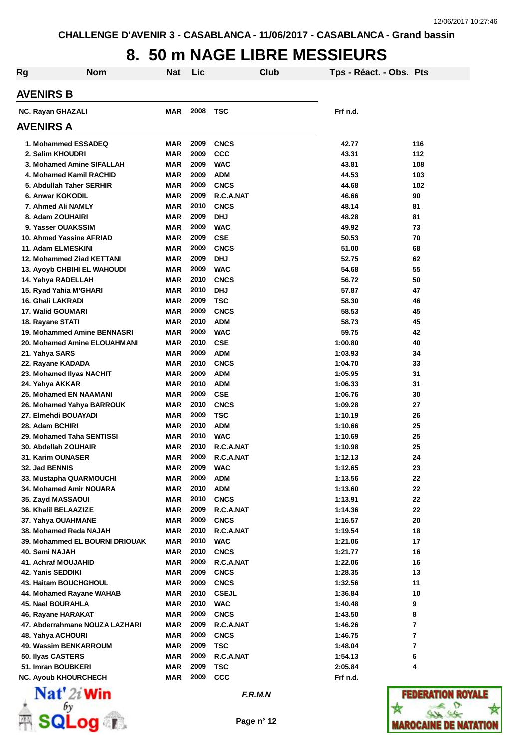CHALLENGE D'AVENIR 3 - CASABLANCA - 11/06/2017 - CASABLANCA - Grand bassin

# 8. 50 m NAGE LIBRE MESSIEURS

| Rg | Nom | Nat | Lic | Club | Tps - Réact. - Obs. | Pts |
|---|---|---|---|---|---|---|
| **AVENIRS B** | | | | | | |
| NC. | Rayan GHAZALI | MAR | 2008 | TSC | Frf n.d. | |
| **AVENIRS A** | | | | | | |
| 1. | Mohammed ESSADEQ | MAR | 2009 | CNCS | 42.77 | 116 |
| 2. | Salim KHOUDRI | MAR | 2009 | CCC | 43.31 | 112 |
| 3. | Mohamed Amine SIFALLAH | MAR | 2009 | WAC | 43.81 | 108 |
| 4. | Mohamed Kamil RACHID | MAR | 2009 | ADM | 44.53 | 103 |
| 5. | Abdullah Taher SERHIR | MAR | 2009 | CNCS | 44.68 | 102 |
| 6. | Anwar KOKODIL | MAR | 2009 | R.C.A.NAT | 46.66 | 90 |
| 7. | Ahmed Ali NAMLY | MAR | 2010 | CNCS | 48.14 | 81 |
| 8. | Adam ZOUHAIRI | MAR | 2009 | DHJ | 48.28 | 81 |
| 9. | Yasser OUAKSSIM | MAR | 2009 | WAC | 49.92 | 73 |
| 10. | Ahmed Yassine AFRIAD | MAR | 2009 | CSE | 50.53 | 70 |
| 11. | Adam ELMESKINI | MAR | 2009 | CNCS | 51.00 | 68 |
| 12. | Mohammed Ziad KETTANI | MAR | 2009 | DHJ | 52.75 | 62 |
| 13. | Ayoyb CHBIHI EL WAHOUDI | MAR | 2009 | WAC | 54.68 | 55 |
| 14. | Yahya RADELLAH | MAR | 2010 | CNCS | 56.72 | 50 |
| 15. | Ryad Yahia M'GHARI | MAR | 2010 | DHJ | 57.87 | 47 |
| 16. | Ghali LAKRADI | MAR | 2009 | TSC | 58.30 | 46 |
| 17. | Walid GOUMARI | MAR | 2009 | CNCS | 58.53 | 45 |
| 18. | Rayane STATI | MAR | 2010 | ADM | 58.73 | 45 |
| 19. | Mohammed Amine BENNASRI | MAR | 2009 | WAC | 59.75 | 42 |
| 20. | Mohamed Amine ELOUAHMANI | MAR | 2010 | CSE | 1:00.80 | 40 |
| 21. | Yahya SARS | MAR | 2009 | ADM | 1:03.93 | 34 |
| 22. | Rayane KADADA | MAR | 2010 | CNCS | 1:04.70 | 33 |
| 23. | Mohamed Ilyas NACHIT | MAR | 2009 | ADM | 1:05.95 | 31 |
| 24. | Yahya AKKAR | MAR | 2010 | ADM | 1:06.33 | 31 |
| 25. | Mohamed EN NAAMANI | MAR | 2009 | CSE | 1:06.76 | 30 |
| 26. | Mohamed Yahya BARROUK | MAR | 2010 | CNCS | 1:09.28 | 27 |
| 27. | Elmehdi BOUAYADI | MAR | 2009 | TSC | 1:10.19 | 26 |
| 28. | Adam BCHIRI | MAR | 2010 | ADM | 1:10.66 | 25 |
| 29. | Mohamed Taha SENTISSI | MAR | 2010 | WAC | 1:10.69 | 25 |
| 30. | Abdellah ZOUHAIR | MAR | 2010 | R.C.A.NAT | 1:10.98 | 25 |
| 31. | Karim OUNASER | MAR | 2009 | R.C.A.NAT | 1:12.13 | 24 |
| 32. | Jad BENNIS | MAR | 2009 | WAC | 1:12.65 | 23 |
| 33. | Mustapha QUARMOUCHI | MAR | 2009 | ADM | 1:13.56 | 22 |
| 34. | Mohamed Amir NOUARA | MAR | 2010 | ADM | 1:13.60 | 22 |
| 35. | Zayd MASSAOUI | MAR | 2010 | CNCS | 1:13.91 | 22 |
| 36. | Khalil BELAAZIZE | MAR | 2009 | R.C.A.NAT | 1:14.36 | 22 |
| 37. | Yahya OUAHMANE | MAR | 2009 | CNCS | 1:16.57 | 20 |
| 38. | Mohamed Reda NAJAH | MAR | 2010 | R.C.A.NAT | 1:19.54 | 18 |
| 39. | Mohammed EL BOURNI DRIOUAK | MAR | 2010 | WAC | 1:21.06 | 17 |
| 40. | Sami NAJAH | MAR | 2010 | CNCS | 1:21.77 | 16 |
| 41. | Achraf MOUJAHID | MAR | 2009 | R.C.A.NAT | 1:22.06 | 16 |
| 42. | Yanis SEDDIKI | MAR | 2009 | CNCS | 1:28.35 | 13 |
| 43. | Haitam BOUCHGHOUL | MAR | 2009 | CNCS | 1:32.56 | 11 |
| 44. | Mohamed Rayane WAHAB | MAR | 2010 | CSEJL | 1:36.84 | 10 |
| 45. | Nael BOURAHLA | MAR | 2010 | WAC | 1:40.48 | 9 |
| 46. | Rayane HARAKAT | MAR | 2009 | CNCS | 1:43.50 | 8 |
| 47. | Abderrahmane NOUZA LAZHARI | MAR | 2009 | R.C.A.NAT | 1:46.26 | 7 |
| 48. | Yahya ACHOURI | MAR | 2009 | CNCS | 1:46.75 | 7 |
| 49. | Wassim BENKARROUM | MAR | 2009 | TSC | 1:48.04 | 7 |
| 50. | Ilyas CASTERS | MAR | 2009 | R.C.A.NAT | 1:54.13 | 6 |
| 51. | Imran BOUBKERI | MAR | 2009 | TSC | 2:05.84 | 4 |
| NC. | Ayoub KHOURCHECH | MAR | 2009 | CCC | Frf n.d. | |

*F.R.M.N*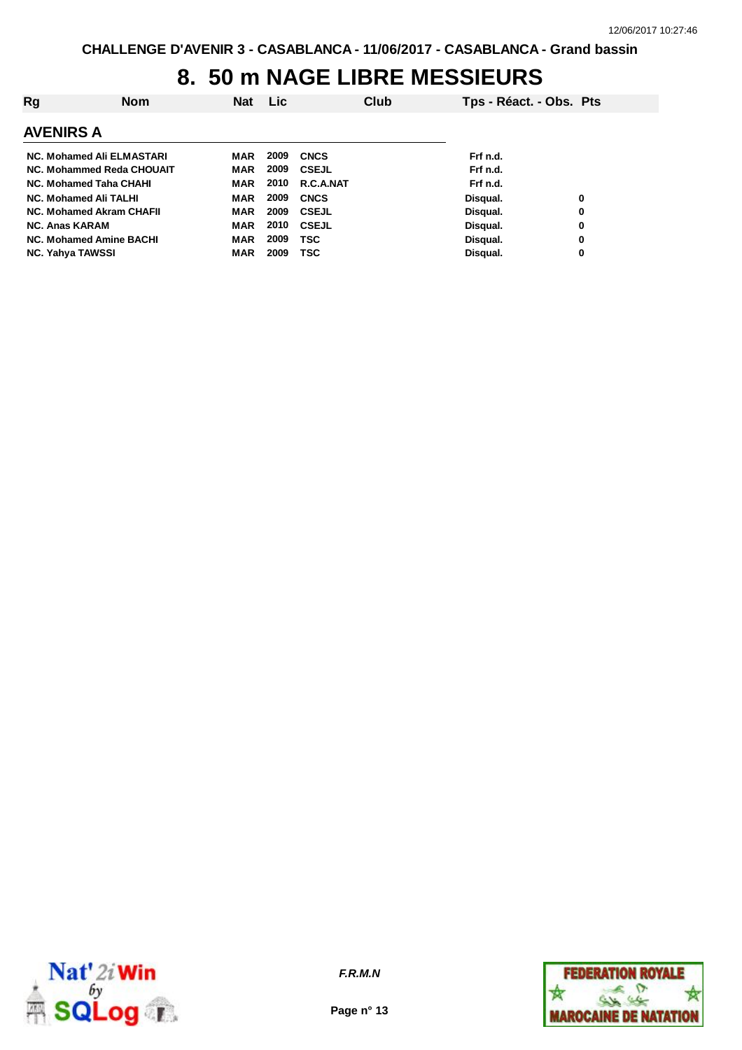CHALLENGE D'AVENIR 3 - CASABLANCA - 11/06/2017 - CASABLANCA - Grand bassin

# 8. 50 m NAGE LIBRE MESSIEURS

| Rg | Nom | Nat | Lic | Club | Tps - Réact. - Obs. | Pts |
|---|---|---|---|---|---|---|
| **AVENIRS A** | | | | | | |
| NC. | Mohamed Ali ELMASTARI | MAR | 2009 | CNCS | Frf n.d. | |
| NC. | Mohammed Reda CHOUAIT | MAR | 2009 | CSEJL | Frf n.d. | |
| NC. | Mohamed Taha CHAHI | MAR | 2010 | R.C.A.NAT | Frf n.d. | |
| NC. | Mohamed Ali TALHI | MAR | 2009 | CNCS | Disqual. | 0 |
| NC. | Mohamed Akram CHAFII | MAR | 2009 | CSEJL | Disqual. | 0 |
| NC. | Anas KARAM | MAR | 2010 | CSEJL | Disqual. | 0 |
| NC. | Mohamed Amine BACHI | MAR | 2009 | TSC | Disqual. | 0 |
| NC. | Yahya TAWSSI | MAR | 2009 | TSC | Disqual. | 0 |

*F.R.M.N*